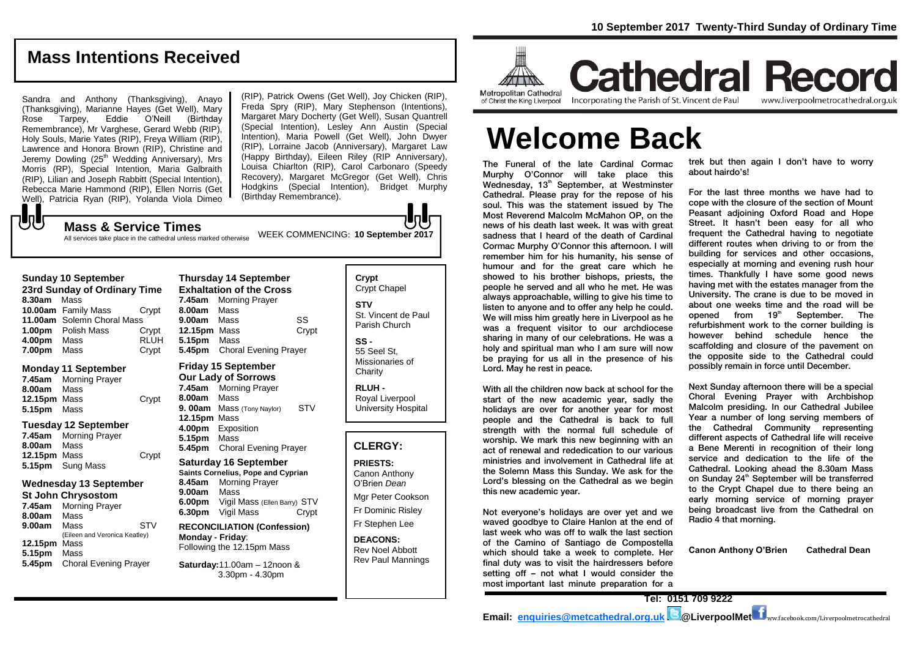10 September 2017 Twenty-Third Sunday of Ordinary Time

## Mass Intentions Received

Sandra and Anthony (Thanksgiving), Anayo (Thanksgiving), Marianne Hayes (Get Well), Mary Rose Tarpey, Eddie O'Neill (Birthday Remembrance), Mr Varghese, Gerard Webb (RIP), Holy Souls, Marie Yates (RIP), Freya William (RIP), Lawrence and Honora Brown (RIP), Christine and Jeremy Dowling (25th Wedding Anniversary), Mrs Morris (RP), Special Intention, Maria Galbraith (RIP), Lilian and Joseph Rabbitt (Special Intention), Rebecca Marie Hammond (RIP), Ellen Norris (Get Well), Patricia Ryan (RIP), Yolanda Viola Dimeo (RIP), Patrick Owens (Get Well), Joy Chicken (RIP), Freda Spry (RIP), Mary Stephenson (Intentions), Margaret Mary Docherty (Get Well), Susan Quantrell (Special Intention), Lesley Ann Austin (Special Intention), Maria Powell (Get Well), John Dwyer (RIP), Lorraine Jacob (Anniversary), Margaret Law (Happy Birthday), Eileen Riley (RIP Anniversary), Louisa Chiarlton (RIP), Carol Carbonaro (Speedy Recovery), Margaret McGregor (Get Well), Chris Hodgkins (Special Intention), Bridget Murphy (Birthday Remembrance).

## Mass & Service Times

All services take place in the cathedral unless marked otherwise

WEEK COMMENCING: **10 September 2017**

### Sunday 10 September
**23rd Sunday of Ordinary Time**

**8.30am** Mass
**10.00am** Family Mass — Crypt
**11.00am** Solemn Choral Mass
**1.00pm** Polish Mass — Crypt
**4.00pm** Mass — RLUH
**7.00pm** Mass — Crypt

### Monday 11 September

**7.45am** Morning Prayer
**8.00am** Mass
**12.15pm** Mass — Crypt
**5.15pm** Mass

### Tuesday 12 September

**7.45am** Morning Prayer
**8.00am** Mass
**12.15pm** Mass — Crypt
**5.15pm** Sung Mass

### Wednesday 13 September
**St John Chrysostom**

**7.45am** Morning Prayer
**8.00am** Mass
**9.00am** Mass — STV (Eileen and Veronica Keatley)
**12.15pm** Mass
**5.15pm** Mass
**5.45pm** Choral Evening Prayer

### Thursday 14 September
**Exhaltation of the Cross**

**7.45am** Morning Prayer
**8.00am** Mass
**9.00am** Mass — SS
**12.15pm** Mass — Crypt
**5.15pm** Mass
**5.45pm** Choral Evening Prayer

### Friday 15 September
**Our Lady of Sorrows**

**7.45am** Morning Prayer
**8.00am** Mass
**9. 00am** Mass (Tony Naylor) — STV
**12.15pm** Mass
**4.00pm** Exposition
**5.15pm** Mass
**5.45pm** Choral Evening Prayer

### Saturday 16 September
**Saints Cornelius, Pope and Cyprian**

**8.45am** Morning Prayer
**9.00am** Mass
**6.00pm** Vigil Mass (Ellen Barry) STV
**6.30pm** Vigil Mass — Crypt

**RECONCILIATION (Confession)**
**Monday - Friday**: Following the 12.15pm Mass

**Saturday:** 11.00am – 12noon & 3.30pm - 4.30pm

**Crypt**
Crypt Chapel

**STV**
St. Vincent de Paul Parish Church

**SS -**
55 Seel St, Missionaries of Charity

**RLUH -**
Royal Liverpool University Hospital

## CLERGY:

**PRIESTS:**
Canon Anthony O'Brien *Dean*
Mgr Peter Cookson
Fr Dominic Risley
Fr Stephen Lee

**DEACONS:**
Rev Noel Abbott
Rev Paul Mannings

Metropolitan Cathedral of Christ the King Liverpool

# Cathedral Record

Incorporating the Parish of St. Vincent de Paul — www.liverpoolmetrocathedral.org.uk

# Welcome Back

**The Funeral of the late Cardinal Cormac Murphy O'Connor will take place this Wednesday, 13th September, at Westminster Cathedral. Please pray for the repose of his soul. This was the statement issued by The Most Reverend Malcolm McMahon OP, on the news of his death last week. It was with great sadness that I heard of the death of Cardinal Cormac Murphy O'Connor this afternoon. I will remember him for his humanity, his sense of humour and for the great care which he showed to his brother bishops, priests, the people he served and all who he met. He was always approachable, willing to give his time to listen to anyone and to offer any help he could. We will miss him greatly here in Liverpool as he was a frequent visitor to our archdiocese sharing in many of our celebrations. He was a holy and spiritual man who I am sure will now be praying for us all in the presence of his Lord. May he rest in peace.**

**With all the children now back at school for the start of the new academic year, sadly the holidays are over for another year for most people and the Cathedral is back to full strength with the normal full schedule of worship. We mark this new beginning with an act of renewal and rededication to our various ministries and involvement in Cathedral life at the Solemn Mass this Sunday. We ask for the Lord's blessing on the Cathedral as we begin this new academic year.**

**Not everyone's holidays are over yet and we waved goodbye to Claire Hanlon at the end of last week who was off to walk the last section of the Camino of Santiago de Compostella which should take a week to complete. Her final duty was to visit the hairdressers before setting off – not what I would consider the most important last minute preparation for a trek but then again I don't have to worry about hairdo's!**

**For the last three months we have had to cope with the closure of the section of Mount Peasant adjoining Oxford Road and Hope Street. It hasn't been easy for all who frequent the Cathedral having to negotiate different routes when driving to or from the building for services and other occasions, especially at morning and evening rush hour times. Thankfully I have some good news having met with the estates manager from the University. The crane is due to be moved in about one weeks time and the road will be opened from 19th September. The refurbishment work to the corner building is however behind schedule hence the scaffolding and closure of the pavement on the opposite side to the Cathedral could possibly remain in force until December.**

**Next Sunday afternoon there will be a special Choral Evening Prayer with Archbishop Malcolm presiding. In our Cathedral Jubilee Year a number of long serving members of the Cathedral Community representing different aspects of Cathedral life will receive a Bene Merenti in recognition of their long service and dedication to the life of the Cathedral. Looking ahead the 8.30am Mass on Sunday 24th September will be transferred to the Crypt Chapel due to there being an early morning service of morning prayer being broadcast live from the Cathedral on Radio 4 that morning.**

**Canon Anthony O'Brien — Cathedral Dean**

**Tel: 0151 709 9222**

**Email: enquiries@metcathedral.org.uk @LiverpoolMet** www.facebook.com/Liverpoolmetrocathedral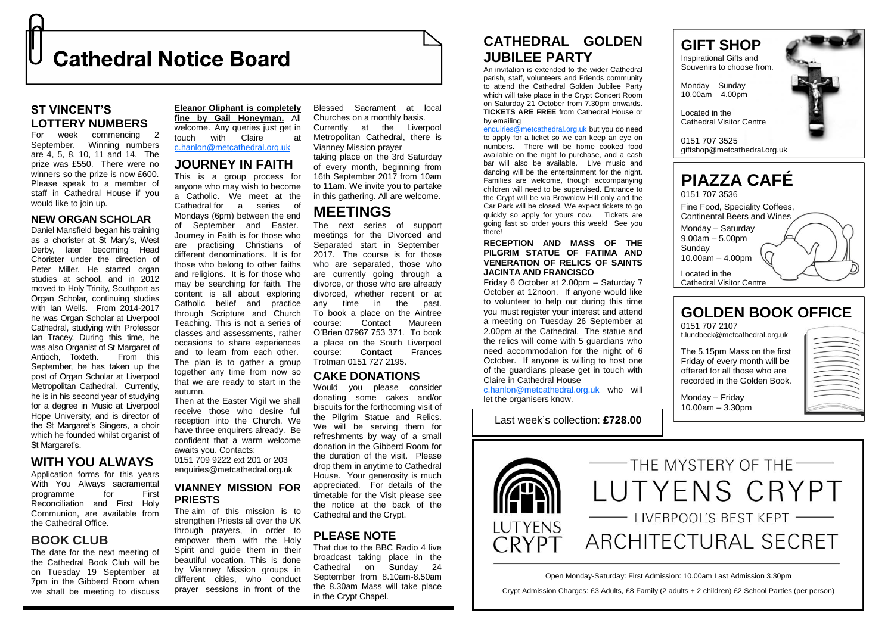# Cathedral Notice Board

## ST VINCENT'S LOTTERY NUMBERS

For week commencing 2 September. Winning numbers are 4, 5, 8, 10, 11 and 14. The prize was £550. There were no winners so the prize is now £600. Please speak to a member of staff in Cathedral House if you would like to join up.

## NEW ORGAN SCHOLAR

Daniel Mansfield began his training as a chorister at St Mary's, West Derby, later becoming Head Chorister under the direction of Peter Miller. He started organ studies at school, and in 2012 moved to Holy Trinity, Southport as Organ Scholar, continuing studies with Ian Wells. From 2014-2017 he was Organ Scholar at Liverpool Cathedral, studying with Professor Ian Tracey. During this time, he was also Organist of St Margaret of Antioch, Toxteth. From this September, he has taken up the post of Organ Scholar at Liverpool Metropolitan Cathedral. Currently, he is in his second year of studying for a degree in Music at Liverpool Hope University, and is director of the St Margaret's Singers, a choir which he founded whilst organist of St Margaret's.

## WITH YOU ALWAYS

Application forms for this years With You Always sacramental programme for First Reconciliation and First Holy Communion, are available from the Cathedral Office.

## BOOK CLUB

The date for the next meeting of the Cathedral Book Club will be on Tuesday 19 September at 7pm in the Gibberd Room when we shall be meeting to discuss **Eleanor Oliphant is completely fine by Gail Honeyman.** All welcome. Any queries just get in touch with Claire at c.hanlon@metcathedral.org.uk

## JOURNEY IN FAITH

This is a group process for anyone who may wish to become a Catholic. We meet at the Cathedral for a series of Mondays (6pm) between the end of September and Easter. Journey in Faith is for those who are practising Christians of different denominations. It is for those who belong to other faiths and religions. It is for those who may be searching for faith. The content is all about exploring Catholic belief and practice through Scripture and Church Teaching. This is not a series of classes and assessments, rather occasions to share experiences and to learn from each other. The plan is to gather a group together any time from now so that we are ready to start in the autumn.

Then at the Easter Vigil we shall receive those who desire full reception into the Church. We have three enquirers already. Be confident that a warm welcome awaits you. Contacts:
0151 709 9222 ext 201 or 203
enquiries@metcathedral.org.uk

### VIANNEY MISSION FOR PRIESTS

The aim of this mission is to strengthen Priests all over the UK through prayers, in order to empower them with the Holy Spirit and guide them in their beautiful vocation. This is done by Vianney Mission groups in different cities, who conduct prayer sessions in front of the Blessed Sacrament at local Churches on a monthly basis. Currently at the Liverpool Metropolitan Cathedral, there is Vianney Mission prayer taking place on the 3rd Saturday of every month, beginning from 16th September 2017 from 10am to 11am. We invite you to partake in this gathering. All are welcome.

## MEETINGS

The next series of support meetings for the Divorced and Separated start in September 2017. The course is for those who are separated, those who are currently going through a divorce, or those who are already divorced, whether recent or at any time in the past. To book a place on the Aintree course: Contact Maureen O'Brien 07967 753 371. To book a place on the South Liverpool course: **Contact** Frances Trotman 0151 727 2195.

## CAKE DONATIONS

Would you please consider donating some cakes and/or biscuits for the forthcoming visit of the Pilgrim Statue and Relics. We will be serving them for refreshments by way of a small donation in the Gibberd Room for the duration of the visit. Please drop them in anytime to Cathedral House. Your generosity is much appreciated. For details of the timetable for the Visit please see the notice at the back of the Cathedral and the Crypt.

## PLEASE NOTE

That due to the BBC Radio 4 live broadcast taking place in the Cathedral on Sunday 24 September from 8.10am-8.50am the 8.30am Mass will take place in the Crypt Chapel.

## CATHEDRAL GOLDEN JUBILEE PARTY

An invitation is extended to the wider Cathedral parish, staff, volunteers and Friends community to attend the Cathedral Golden Jubilee Party which will take place in the Crypt Concert Room on Saturday 21 October from 7.30pm onwards. **TICKETS ARE FREE** from Cathedral House or by emailing enquiries@metcathedral.org.uk but you do need to apply for a ticket so we can keep an eye on numbers. There will be home cooked food available on the night to purchase, and a cash bar will also be available. Live music and dancing will be the entertainment for the night. Families are welcome, though accompanying children will need to be supervised. Entrance to the Crypt will be via Brownlow Hill only and the Car Park will be closed. We expect tickets to go quickly so apply for yours now. Tickets are going fast so order yours this week! See you there!

**RECEPTION AND MASS OF THE PILGRIM STATUE OF FATIMA AND VENERATION OF RELICS OF SAINTS JACINTA AND FRANCISCO**

Friday 6 October at 2.00pm – Saturday 7 October at 12noon. If anyone would like to volunteer to help out during this time you must register your interest and attend a meeting on Tuesday 26 September at 2.00pm at the Cathedral. The statue and the relics will come with 5 guardians who need accommodation for the night of 6 October. If anyone is willing to host one of the guardians please get in touch with Claire in Cathedral House c.hanlon@metcathedral.org.uk who will let the organisers know.

Last week's collection: **£728.00**

## GIFT SHOP

Inspirational Gifts and Souvenirs to choose from.

Monday – Sunday
10.00am – 4.00pm

Located in the Cathedral Visitor Centre

0151 707 3525
giftshop@metcathedral.org.uk

## PIAZZA CAFÉ

0151 707 3536

Fine Food, Speciality Coffees, Continental Beers and Wines

Monday – Saturday
9.00am – 5.00pm
Sunday
10.00am – 4.00pm

Located in the Cathedral Visitor Centre

## GOLDEN BOOK OFFICE

0151 707 2107
t.lundbeck@metcathedral.org.uk

The 5.15pm Mass on the first Friday of every month will be offered for all those who are recorded in the Golden Book.

Monday – Friday
10.00am – 3.30pm

LUTYENS CRYPT

THE MYSTERY OF THE LUTYENS CRYPT — LIVERPOOL'S BEST KEPT ARCHITECTURAL SECRET

Open Monday-Saturday: First Admission: 10.00am Last Admission 3.30pm

Crypt Admission Charges: £3 Adults, £8 Family (2 adults + 2 children) £2 School Parties (per person)